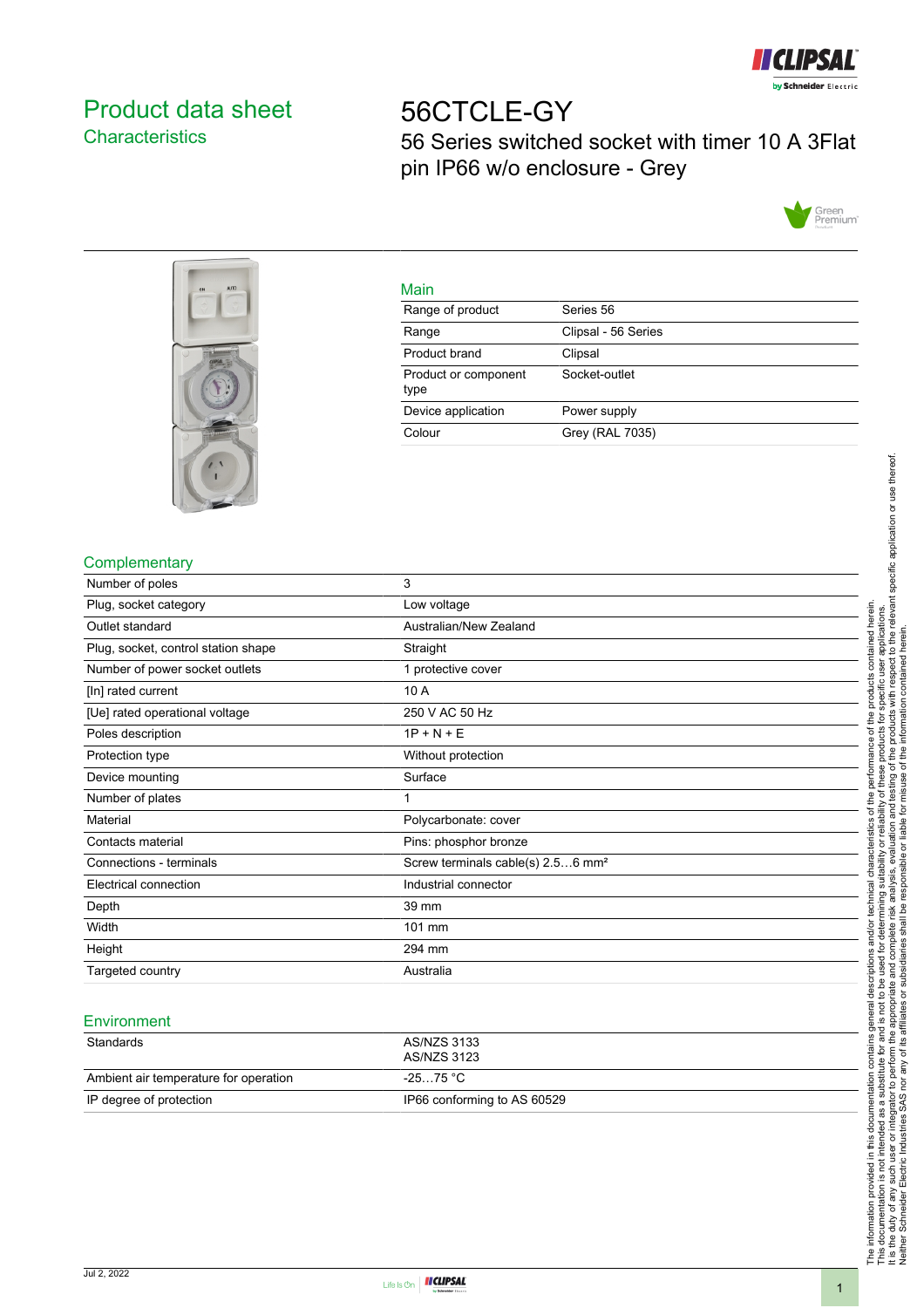# Product data sheet

## Characteristics

# 56CTCLE-GY

56 Series switched socket with timer 10 A 3Flat pin IP66 w/o enclosure - Grey

### Main

| | |
|---|---|
| Range of product | Series 56 |
| Range | Clipsal - 56 Series |
| Product brand | Clipsal |
| Product or component type | Socket-outlet |
| Device application | Power supply |
| Colour | Grey (RAL 7035) |

### Complementary

| | |
|---|---|
| Number of poles | 3 |
| Plug, socket category | Low voltage |
| Outlet standard | Australian/New Zealand |
| Plug, socket, control station shape | Straight |
| Number of power socket outlets | 1 protective cover |
| [In] rated current | 10 A |
| [Ue] rated operational voltage | 250 V AC 50 Hz |
| Poles description | 1P + N + E |
| Protection type | Without protection |
| Device mounting | Surface |
| Number of plates | 1 |
| Material | Polycarbonate: cover |
| Contacts material | Pins: phosphor bronze |
| Connections - terminals | Screw terminals cable(s) 2.5…6 mm² |
| Electrical connection | Industrial connector |
| Depth | 39 mm |
| Width | 101 mm |
| Height | 294 mm |
| Targeted country | Australia |

### Environment

| | |
|---|---|
| Standards | AS/NZS 3133<br>AS/NZS 3123 |
| Ambient air temperature for operation | -25…75 °C |
| IP degree of protection | IP66 conforming to AS 60529 |

The information provided in this documentation contains general descriptions and/or technical characteristics of the performance of the products contained herein. This documentation is not intended as a substitute for and is not to be used for determining suitability or reliability of these products for specific user applications. It is the duty of any such user or integrator to perform the appropriate and complete risk analysis, evaluation and testing of the products with respect to the relevant specific application or use thereof. Neither Schneider Electric Industries SAS nor any of its affiliates or subsidiaries shall be responsible or liable for misuse of the information contained herein.

Jul 2, 2022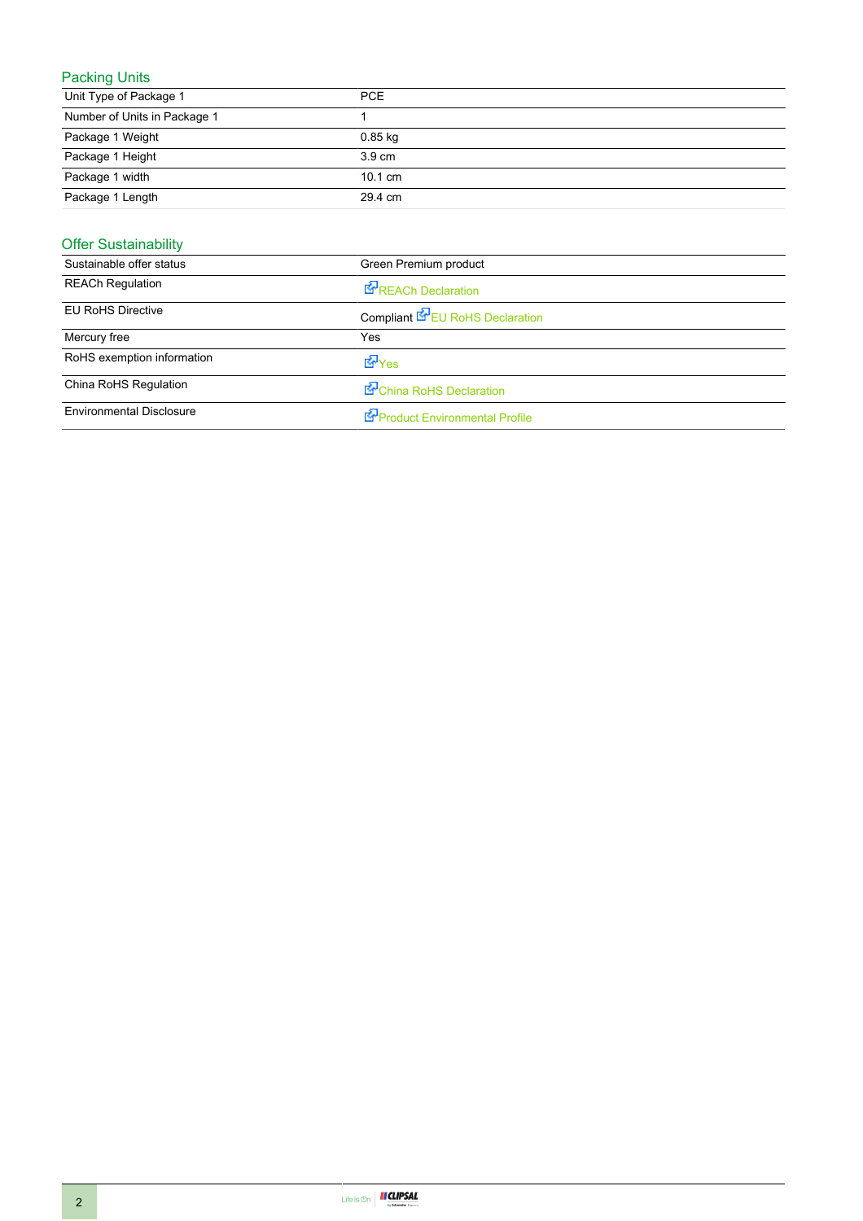## Packing Units

| | |
|---|---|
| Unit Type of Package 1 | PCE |
| Number of Units in Package 1 | 1 |
| Package 1 Weight | 0.85 kg |
| Package 1 Height | 3.9 cm |
| Package 1 width | 10.1 cm |
| Package 1 Length | 29.4 cm |

## Offer Sustainability

| | |
|---|---|
| Sustainable offer status | Green Premium product |
| REACh Regulation | REACh Declaration |
| EU RoHS Directive | Compliant EU RoHS Declaration |
| Mercury free | Yes |
| RoHS exemption information | Yes |
| China RoHS Regulation | China RoHS Declaration |
| Environmental Disclosure | Product Environmental Profile |